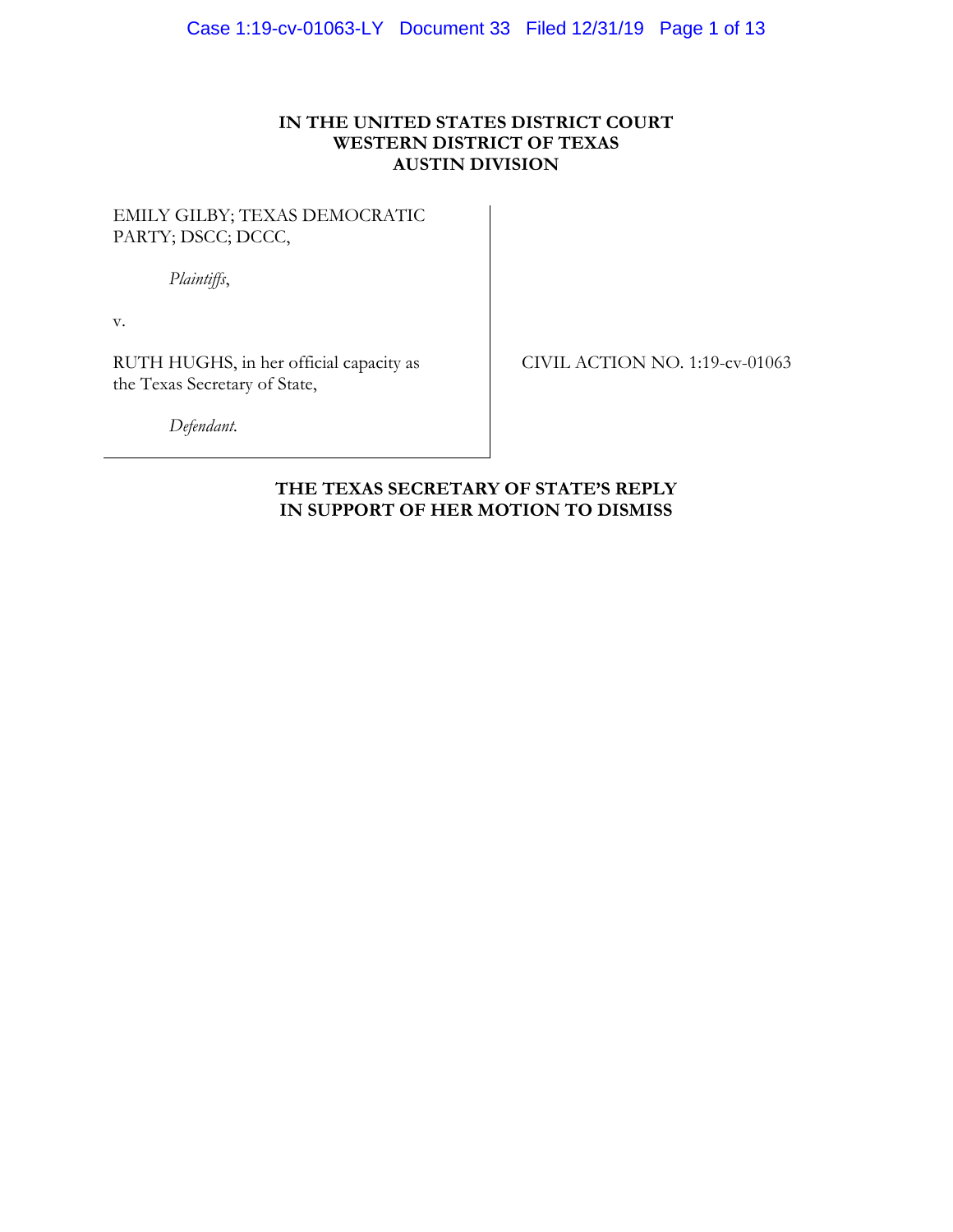**IN THE UNITED STATES DISTRICT COURT**
**WESTERN DISTRICT OF TEXAS**
**AUSTIN DIVISION**

EMILY GILBY; TEXAS DEMOCRATIC PARTY; DSCC; DCCC,

*Plaintiffs*,

v.

RUTH HUGHS, in her official capacity as the Texas Secretary of State,

*Defendant.*

CIVIL ACTION NO. 1:19-cv-01063

**THE TEXAS SECRETARY OF STATE'S REPLY IN SUPPORT OF HER MOTION TO DISMISS**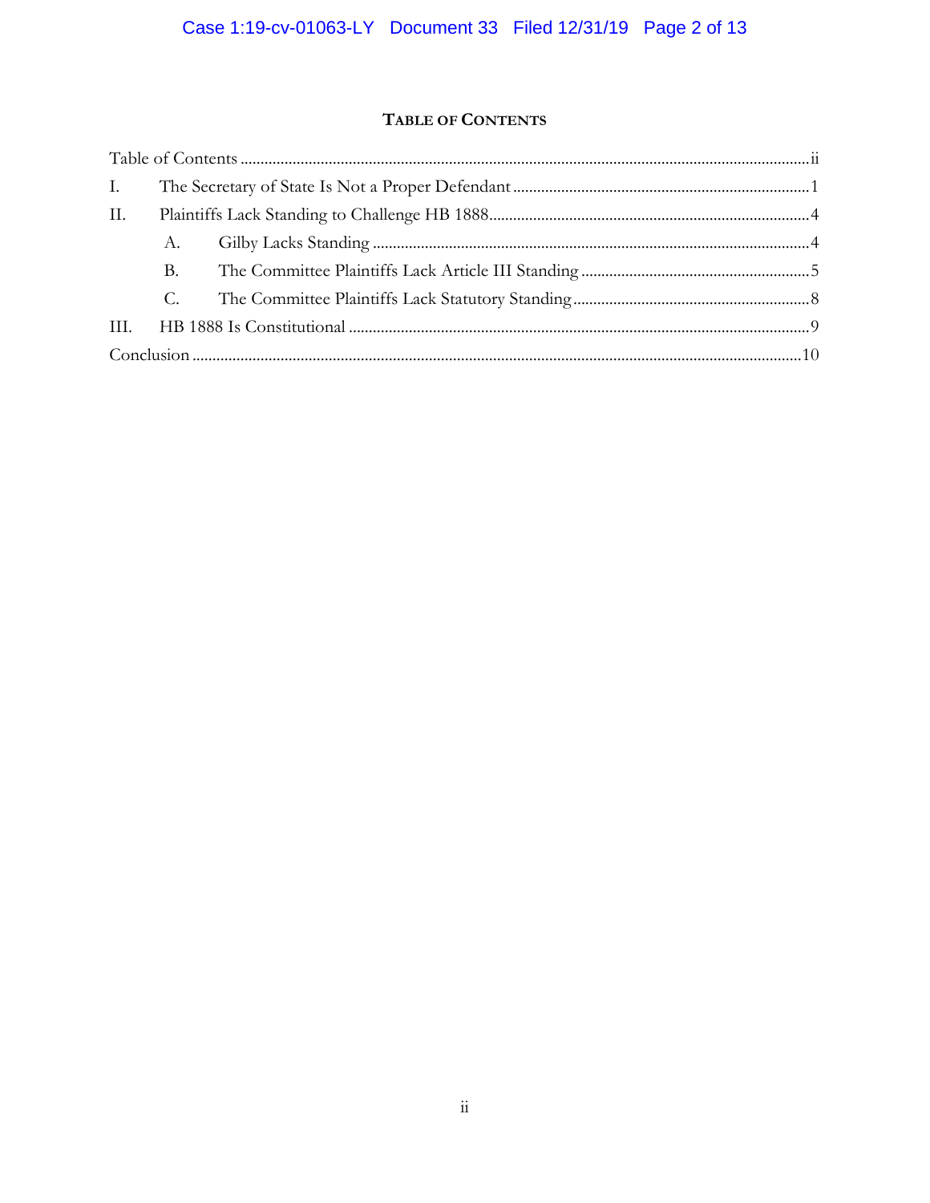## TABLE OF CONTENTS

Table of Contents ........................................................................................................................................ii

I. The Secretary of State Is Not a Proper Defendant ........................................................................ 1

II. Plaintiffs Lack Standing to Challenge HB 1888 ............................................................................. 4

  A. Gilby Lacks Standing ........................................................................................................... 4

  B. The Committee Plaintiffs Lack Article III Standing ........................................................ 5

  C. The Committee Plaintiffs Lack Statutory Standing .......................................................... 8

III. HB 1888 Is Constitutional ................................................................................................................ 9

Conclusion .................................................................................................................................................. 10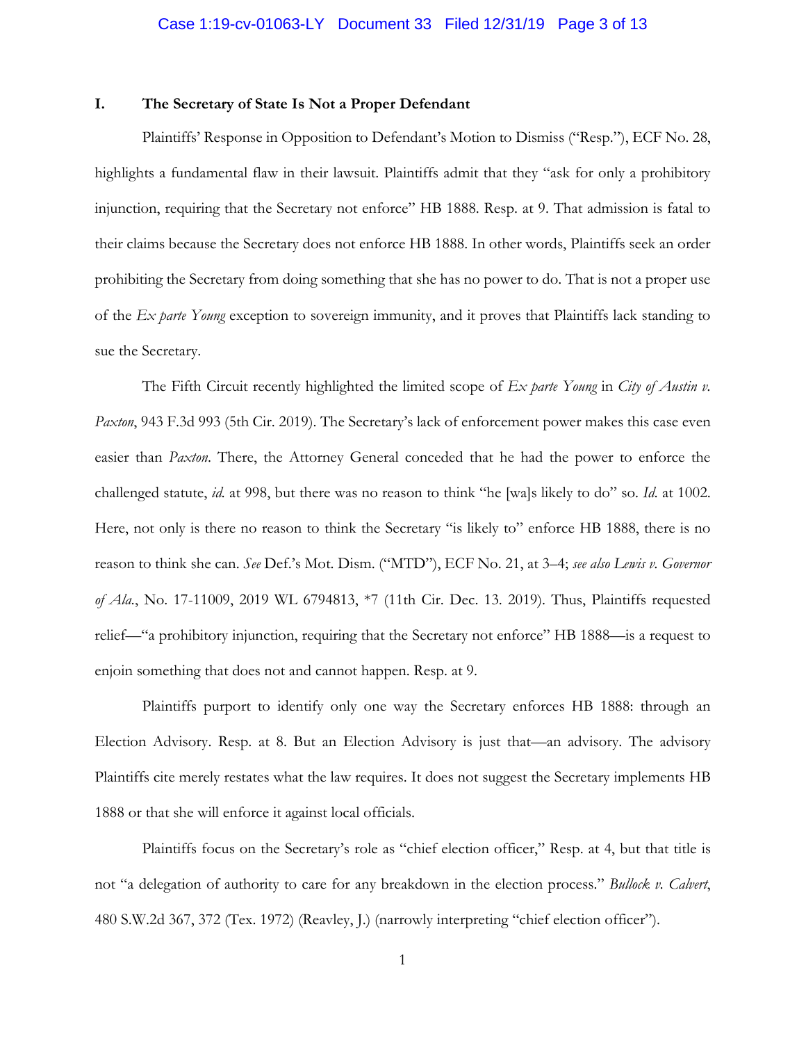## I. The Secretary of State Is Not a Proper Defendant

Plaintiffs' Response in Opposition to Defendant's Motion to Dismiss ("Resp."), ECF No. 28, highlights a fundamental flaw in their lawsuit. Plaintiffs admit that they "ask for only a prohibitory injunction, requiring that the Secretary not enforce" HB 1888. Resp. at 9. That admission is fatal to their claims because the Secretary does not enforce HB 1888. In other words, Plaintiffs seek an order prohibiting the Secretary from doing something that she has no power to do. That is not a proper use of the *Ex parte Young* exception to sovereign immunity, and it proves that Plaintiffs lack standing to sue the Secretary.

The Fifth Circuit recently highlighted the limited scope of *Ex parte Young* in *City of Austin v. Paxton*, 943 F.3d 993 (5th Cir. 2019). The Secretary's lack of enforcement power makes this case even easier than *Paxton*. There, the Attorney General conceded that he had the power to enforce the challenged statute, *id.* at 998, but there was no reason to think "he [wa]s likely to do" so. *Id.* at 1002. Here, not only is there no reason to think the Secretary "is likely to" enforce HB 1888, there is no reason to think she can. *See* Def.'s Mot. Dism. ("MTD"), ECF No. 21, at 3–4; *see also Lewis v. Governor of Ala.*, No. 17-11009, 2019 WL 6794813, \*7 (11th Cir. Dec. 13. 2019). Thus, Plaintiffs requested relief—"a prohibitory injunction, requiring that the Secretary not enforce" HB 1888—is a request to enjoin something that does not and cannot happen. Resp. at 9.

Plaintiffs purport to identify only one way the Secretary enforces HB 1888: through an Election Advisory. Resp. at 8. But an Election Advisory is just that—an advisory. The advisory Plaintiffs cite merely restates what the law requires. It does not suggest the Secretary implements HB 1888 or that she will enforce it against local officials.

Plaintiffs focus on the Secretary's role as "chief election officer," Resp. at 4, but that title is not "a delegation of authority to care for any breakdown in the election process." *Bullock v. Calvert*, 480 S.W.2d 367, 372 (Tex. 1972) (Reavley, J.) (narrowly interpreting "chief election officer").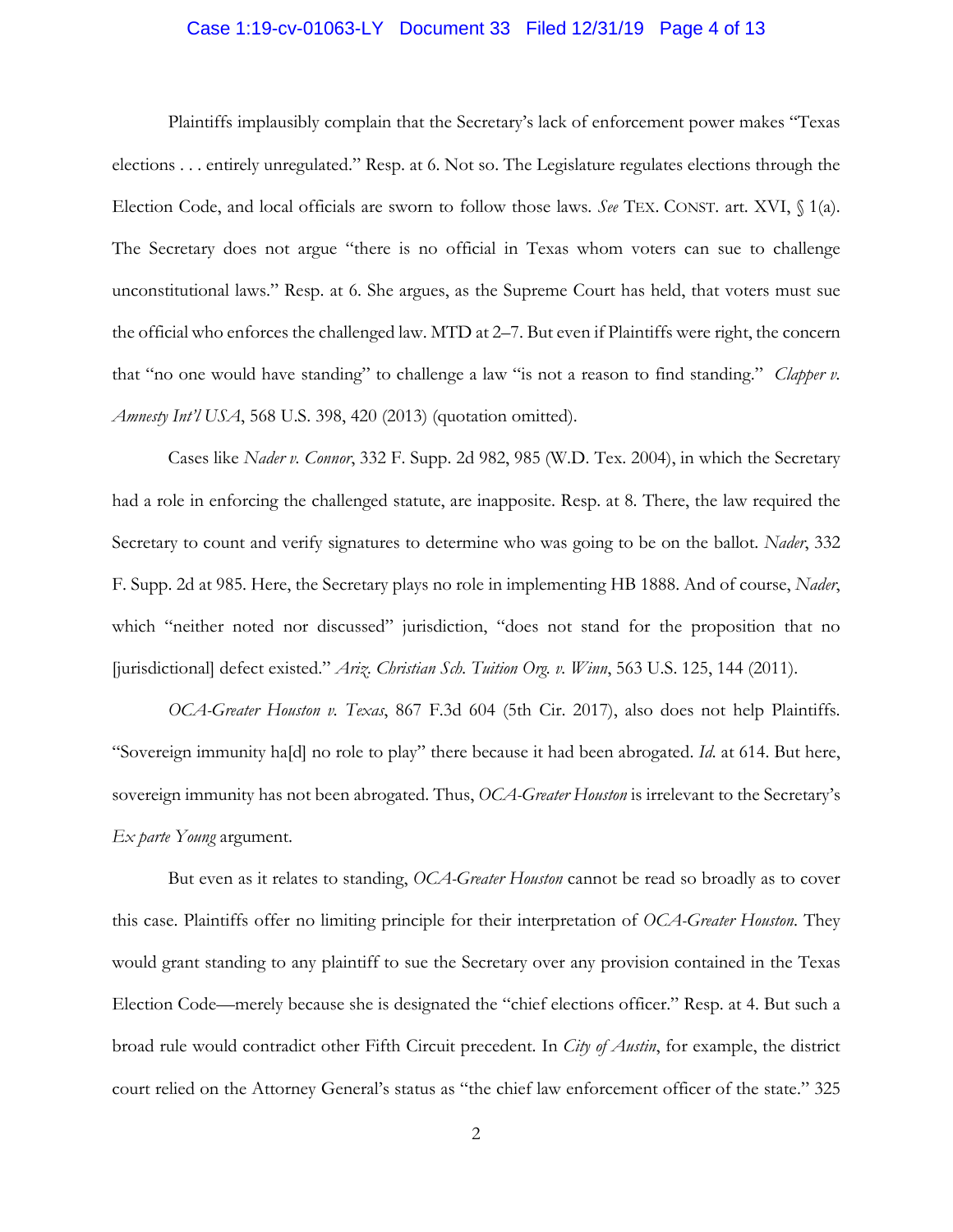Plaintiffs implausibly complain that the Secretary's lack of enforcement power makes "Texas elections . . . entirely unregulated." Resp. at 6. Not so. The Legislature regulates elections through the Election Code, and local officials are sworn to follow those laws. *See* TEX. CONST. art. XVI, § 1(a). The Secretary does not argue "there is no official in Texas whom voters can sue to challenge unconstitutional laws." Resp. at 6. She argues, as the Supreme Court has held, that voters must sue the official who enforces the challenged law. MTD at 2–7. But even if Plaintiffs were right, the concern that "no one would have standing" to challenge a law "is not a reason to find standing." *Clapper v. Amnesty Int'l USA*, 568 U.S. 398, 420 (2013) (quotation omitted).

Cases like *Nader v. Connor*, 332 F. Supp. 2d 982, 985 (W.D. Tex. 2004), in which the Secretary had a role in enforcing the challenged statute, are inapposite. Resp. at 8. There, the law required the Secretary to count and verify signatures to determine who was going to be on the ballot. *Nader*, 332 F. Supp. 2d at 985. Here, the Secretary plays no role in implementing HB 1888. And of course, *Nader*, which "neither noted nor discussed" jurisdiction, "does not stand for the proposition that no [jurisdictional] defect existed." *Ariz. Christian Sch. Tuition Org. v. Winn*, 563 U.S. 125, 144 (2011).

*OCA-Greater Houston v. Texas*, 867 F.3d 604 (5th Cir. 2017), also does not help Plaintiffs. "Sovereign immunity ha[d] no role to play" there because it had been abrogated. *Id.* at 614. But here, sovereign immunity has not been abrogated. Thus, *OCA-Greater Houston* is irrelevant to the Secretary's *Ex parte Young* argument.

But even as it relates to standing, *OCA-Greater Houston* cannot be read so broadly as to cover this case. Plaintiffs offer no limiting principle for their interpretation of *OCA-Greater Houston*. They would grant standing to any plaintiff to sue the Secretary over any provision contained in the Texas Election Code—merely because she is designated the "chief elections officer." Resp. at 4. But such a broad rule would contradict other Fifth Circuit precedent. In *City of Austin*, for example, the district court relied on the Attorney General's status as "the chief law enforcement officer of the state." 325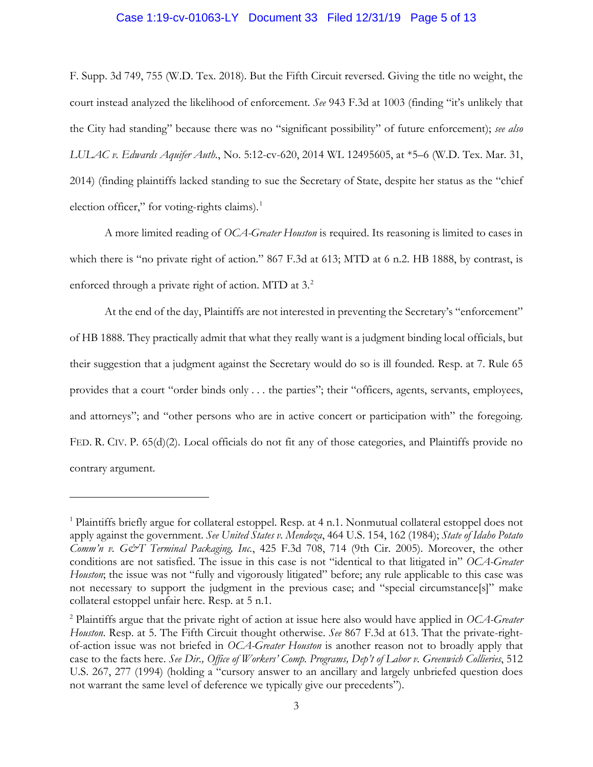F. Supp. 3d 749, 755 (W.D. Tex. 2018). But the Fifth Circuit reversed. Giving the title no weight, the court instead analyzed the likelihood of enforcement. *See* 943 F.3d at 1003 (finding "it's unlikely that the City had standing" because there was no "significant possibility" of future enforcement); *see also* *LULAC v. Edwards Aquifer Auth.*, No. 5:12-cv-620, 2014 WL 12495605, at *5–6 (W.D. Tex. Mar. 31, 2014) (finding plaintiffs lacked standing to sue the Secretary of State, despite her status as the "chief election officer," for voting-rights claims).[1]

A more limited reading of *OCA-Greater Houston* is required. Its reasoning is limited to cases in which there is "no private right of action." 867 F.3d at 613; MTD at 6 n.2. HB 1888, by contrast, is enforced through a private right of action. MTD at 3.[2]

At the end of the day, Plaintiffs are not interested in preventing the Secretary's "enforcement" of HB 1888. They practically admit that what they really want is a judgment binding local officials, but their suggestion that a judgment against the Secretary would do so is ill founded. Resp. at 7. Rule 65 provides that a court "order binds only . . . the parties"; their "officers, agents, servants, employees, and attorneys"; and "other persons who are in active concert or participation with" the foregoing. FED. R. CIV. P. 65(d)(2). Local officials do not fit any of those categories, and Plaintiffs provide no contrary argument.

---

[1] Plaintiffs briefly argue for collateral estoppel. Resp. at 4 n.1. Nonmutual collateral estoppel does not apply against the government. *See United States v. Mendoza*, 464 U.S. 154, 162 (1984); *State of Idaho Potato Comm'n v. G&T Terminal Packaging, Inc.*, 425 F.3d 708, 714 (9th Cir. 2005). Moreover, the other conditions are not satisfied. The issue in this case is not "identical to that litigated in" *OCA-Greater Houston*; the issue was not "fully and vigorously litigated" before; any rule applicable to this case was not necessary to support the judgment in the previous case; and "special circumstance[s]" make collateral estoppel unfair here. Resp. at 5 n.1.

[2] Plaintiffs argue that the private right of action at issue here also would have applied in *OCA-Greater Houston*. Resp. at 5. The Fifth Circuit thought otherwise. *See* 867 F.3d at 613. That the private-right-of-action issue was not briefed in *OCA-Greater Houston* is another reason not to broadly apply that case to the facts here. *See Dir., Office of Workers' Comp. Programs, Dep't of Labor v. Greenwich Collieries*, 512 U.S. 267, 277 (1994) (holding a "cursory answer to an ancillary and largely unbriefed question does not warrant the same level of deference we typically give our precedents").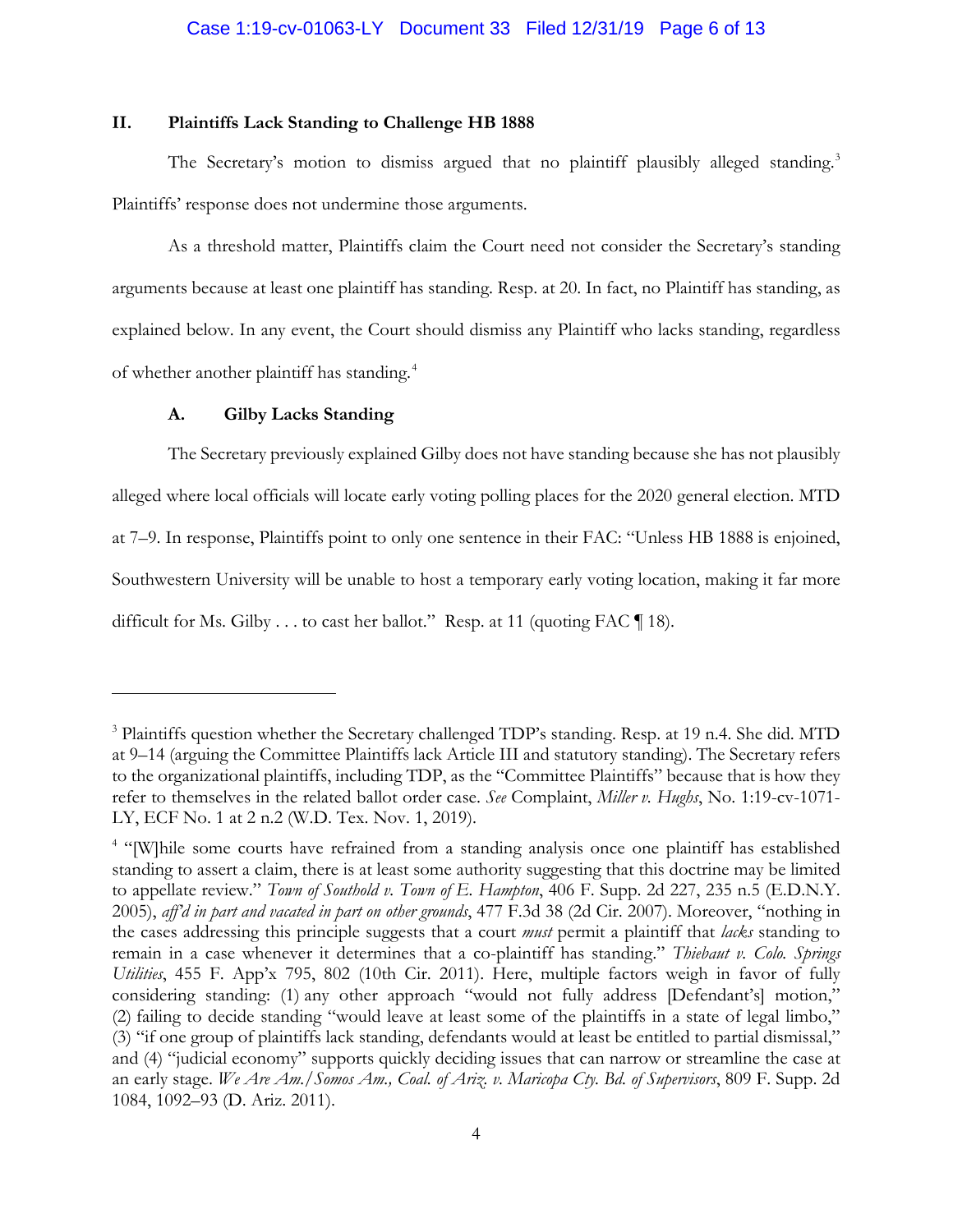## II. Plaintiffs Lack Standing to Challenge HB 1888

The Secretary's motion to dismiss argued that no plaintiff plausibly alleged standing.[3] Plaintiffs' response does not undermine those arguments.

As a threshold matter, Plaintiffs claim the Court need not consider the Secretary's standing arguments because at least one plaintiff has standing. Resp. at 20. In fact, no Plaintiff has standing, as explained below. In any event, the Court should dismiss any Plaintiff who lacks standing, regardless of whether another plaintiff has standing.[4]

### A. Gilby Lacks Standing

The Secretary previously explained Gilby does not have standing because she has not plausibly alleged where local officials will locate early voting polling places for the 2020 general election. MTD at 7–9. In response, Plaintiffs point to only one sentence in their FAC: "Unless HB 1888 is enjoined, Southwestern University will be unable to host a temporary early voting location, making it far more difficult for Ms. Gilby . . . to cast her ballot." Resp. at 11 (quoting FAC ¶ 18).

---

[3] Plaintiffs question whether the Secretary challenged TDP's standing. Resp. at 19 n.4. She did. MTD at 9–14 (arguing the Committee Plaintiffs lack Article III and statutory standing). The Secretary refers to the organizational plaintiffs, including TDP, as the "Committee Plaintiffs" because that is how they refer to themselves in the related ballot order case. *See* Complaint, *Miller v. Hughs*, No. 1:19-cv-1071-LY, ECF No. 1 at 2 n.2 (W.D. Tex. Nov. 1, 2019).

[4] "[W]hile some courts have refrained from a standing analysis once one plaintiff has established standing to assert a claim, there is at least some authority suggesting that this doctrine may be limited to appellate review." *Town of Southold v. Town of E. Hampton*, 406 F. Supp. 2d 227, 235 n.5 (E.D.N.Y. 2005), *aff'd in part and vacated in part on other grounds*, 477 F.3d 38 (2d Cir. 2007). Moreover, "nothing in the cases addressing this principle suggests that a court *must* permit a plaintiff that *lacks* standing to remain in a case whenever it determines that a co-plaintiff has standing." *Thiebaut v. Colo. Springs Utilities*, 455 F. App'x 795, 802 (10th Cir. 2011). Here, multiple factors weigh in favor of fully considering standing: (1) any other approach "would not fully address [Defendant's] motion," (2) failing to decide standing "would leave at least some of the plaintiffs in a state of legal limbo," (3) "if one group of plaintiffs lack standing, defendants would at least be entitled to partial dismissal," and (4) "judicial economy" supports quickly deciding issues that can narrow or streamline the case at an early stage. *We Are Am./Somos Am., Coal. of Ariz. v. Maricopa Cty. Bd. of Supervisors*, 809 F. Supp. 2d 1084, 1092–93 (D. Ariz. 2011).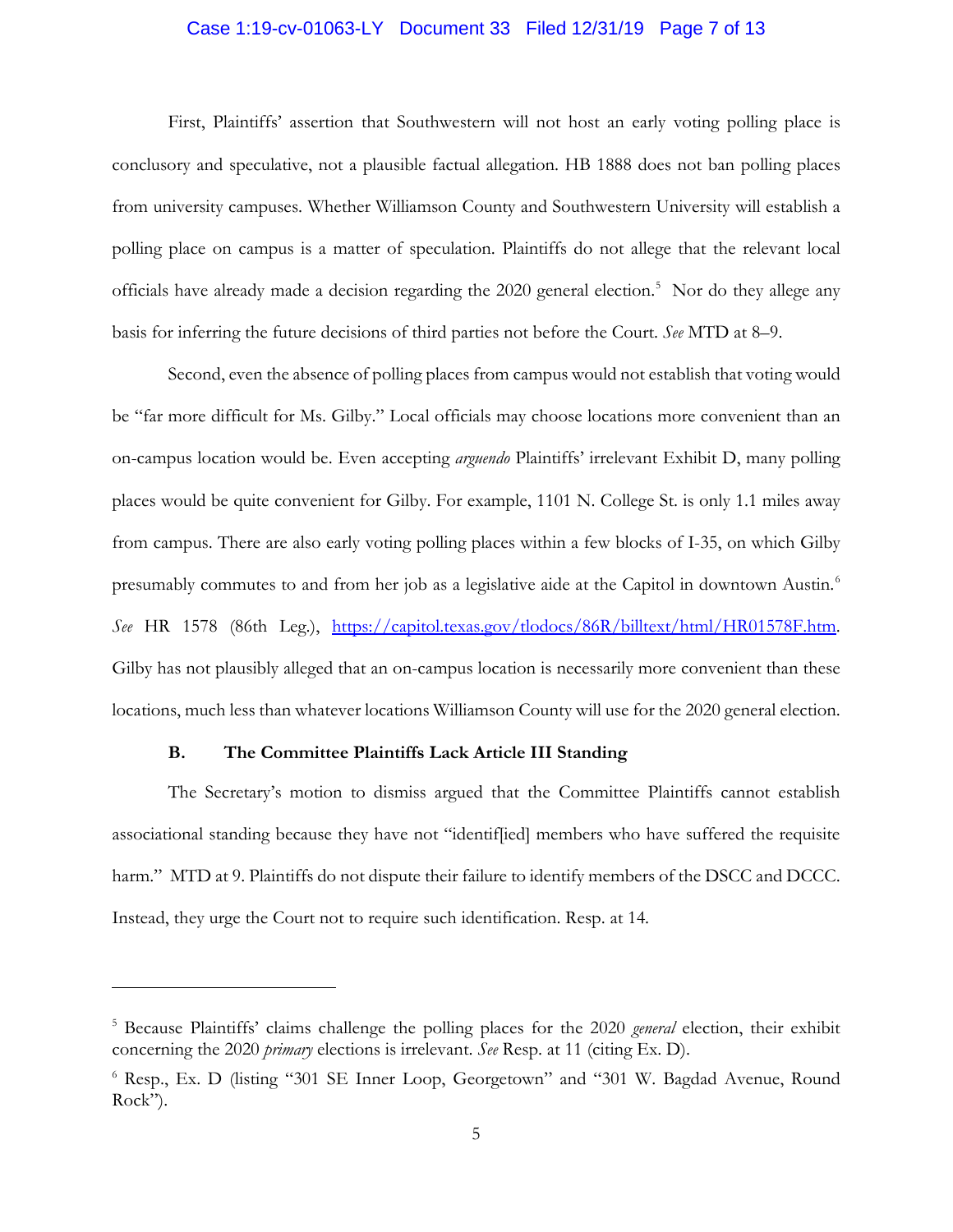First, Plaintiffs' assertion that Southwestern will not host an early voting polling place is conclusory and speculative, not a plausible factual allegation. HB 1888 does not ban polling places from university campuses. Whether Williamson County and Southwestern University will establish a polling place on campus is a matter of speculation. Plaintiffs do not allege that the relevant local officials have already made a decision regarding the 2020 general election.[5] Nor do they allege any basis for inferring the future decisions of third parties not before the Court. *See* MTD at 8–9.

Second, even the absence of polling places from campus would not establish that voting would be "far more difficult for Ms. Gilby." Local officials may choose locations more convenient than an on-campus location would be. Even accepting *arguendo* Plaintiffs' irrelevant Exhibit D, many polling places would be quite convenient for Gilby. For example, 1101 N. College St. is only 1.1 miles away from campus. There are also early voting polling places within a few blocks of I-35, on which Gilby presumably commutes to and from her job as a legislative aide at the Capitol in downtown Austin.[6] *See* HR 1578 (86th Leg.), https://capitol.texas.gov/tlodocs/86R/billtext/html/HR01578F.htm. Gilby has not plausibly alleged that an on-campus location is necessarily more convenient than these locations, much less than whatever locations Williamson County will use for the 2020 general election.

### B. The Committee Plaintiffs Lack Article III Standing

The Secretary's motion to dismiss argued that the Committee Plaintiffs cannot establish associational standing because they have not "identif[ied] members who have suffered the requisite harm." MTD at 9. Plaintiffs do not dispute their failure to identify members of the DSCC and DCCC. Instead, they urge the Court not to require such identification. Resp. at 14.

---

[5] Because Plaintiffs' claims challenge the polling places for the 2020 *general* election, their exhibit concerning the 2020 *primary* elections is irrelevant. *See* Resp. at 11 (citing Ex. D).

[6] Resp., Ex. D (listing "301 SE Inner Loop, Georgetown" and "301 W. Bagdad Avenue, Round Rock").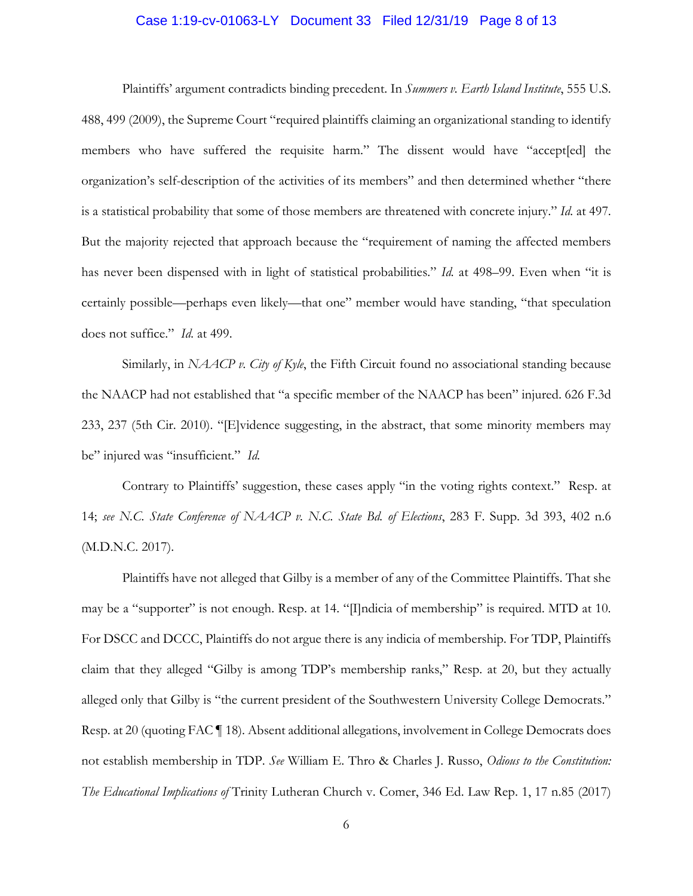Plaintiffs' argument contradicts binding precedent. In *Summers v. Earth Island Institute*, 555 U.S. 488, 499 (2009), the Supreme Court "required plaintiffs claiming an organizational standing to identify members who have suffered the requisite harm." The dissent would have "accept[ed] the organization's self-description of the activities of its members" and then determined whether "there is a statistical probability that some of those members are threatened with concrete injury." *Id.* at 497. But the majority rejected that approach because the "requirement of naming the affected members has never been dispensed with in light of statistical probabilities." *Id.* at 498–99. Even when "it is certainly possible—perhaps even likely—that one" member would have standing, "that speculation does not suffice." *Id.* at 499.

Similarly, in *NAACP v. City of Kyle*, the Fifth Circuit found no associational standing because the NAACP had not established that "a specific member of the NAACP has been" injured. 626 F.3d 233, 237 (5th Cir. 2010). "[E]vidence suggesting, in the abstract, that some minority members may be" injured was "insufficient." *Id.*

Contrary to Plaintiffs' suggestion, these cases apply "in the voting rights context." Resp. at 14; *see N.C. State Conference of NAACP v. N.C. State Bd. of Elections*, 283 F. Supp. 3d 393, 402 n.6 (M.D.N.C. 2017).

Plaintiffs have not alleged that Gilby is a member of any of the Committee Plaintiffs. That she may be a "supporter" is not enough. Resp. at 14. "[I]ndicia of membership" is required. MTD at 10. For DSCC and DCCC, Plaintiffs do not argue there is any indicia of membership. For TDP, Plaintiffs claim that they alleged "Gilby is among TDP's membership ranks," Resp. at 20, but they actually alleged only that Gilby is "the current president of the Southwestern University College Democrats." Resp. at 20 (quoting FAC ¶ 18). Absent additional allegations, involvement in College Democrats does not establish membership in TDP. *See* William E. Thro & Charles J. Russo, *Odious to the Constitution: The Educational Implications of* Trinity Lutheran Church v. Comer, 346 Ed. Law Rep. 1, 17 n.85 (2017)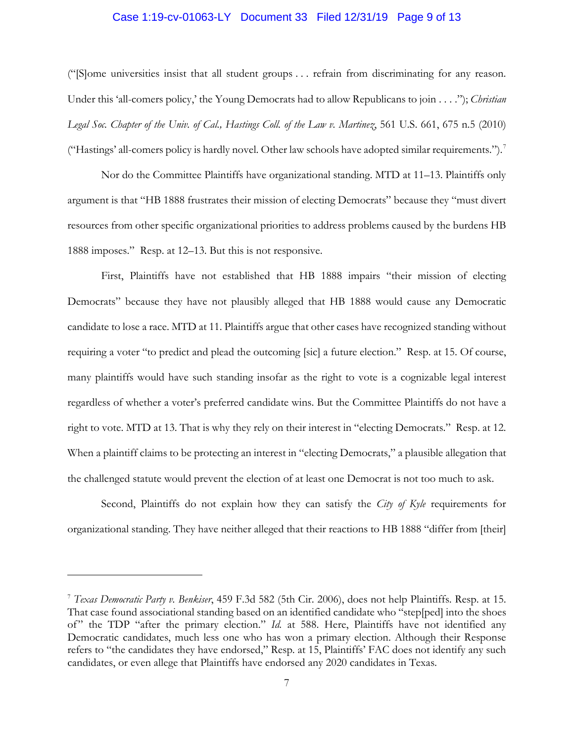("[S]ome universities insist that all student groups . . . refrain from discriminating for any reason. Under this 'all-comers policy,' the Young Democrats had to allow Republicans to join . . . ."); *Christian Legal Soc. Chapter of the Univ. of Cal., Hastings Coll. of the Law v. Martinez*, 561 U.S. 661, 675 n.5 (2010) ("Hastings' all-comers policy is hardly novel. Other law schools have adopted similar requirements.").[7]

Nor do the Committee Plaintiffs have organizational standing. MTD at 11–13. Plaintiffs only argument is that "HB 1888 frustrates their mission of electing Democrats" because they "must divert resources from other specific organizational priorities to address problems caused by the burdens HB 1888 imposes." Resp. at 12–13. But this is not responsive.

First, Plaintiffs have not established that HB 1888 impairs "their mission of electing Democrats" because they have not plausibly alleged that HB 1888 would cause any Democratic candidate to lose a race. MTD at 11. Plaintiffs argue that other cases have recognized standing without requiring a voter "to predict and plead the outcoming [sic] a future election." Resp. at 15. Of course, many plaintiffs would have such standing insofar as the right to vote is a cognizable legal interest regardless of whether a voter's preferred candidate wins. But the Committee Plaintiffs do not have a right to vote. MTD at 13. That is why they rely on their interest in "electing Democrats." Resp. at 12. When a plaintiff claims to be protecting an interest in "electing Democrats," a plausible allegation that the challenged statute would prevent the election of at least one Democrat is not too much to ask.

Second, Plaintiffs do not explain how they can satisfy the *City of Kyle* requirements for organizational standing. They have neither alleged that their reactions to HB 1888 "differ from [their]

---

[7] *Texas Democratic Party v. Benkiser*, 459 F.3d 582 (5th Cir. 2006), does not help Plaintiffs. Resp. at 15. That case found associational standing based on an identified candidate who "step[ped] into the shoes of" the TDP "after the primary election." *Id.* at 588. Here, Plaintiffs have not identified any Democratic candidates, much less one who has won a primary election. Although their Response refers to "the candidates they have endorsed," Resp. at 15, Plaintiffs' FAC does not identify any such candidates, or even allege that Plaintiffs have endorsed any 2020 candidates in Texas.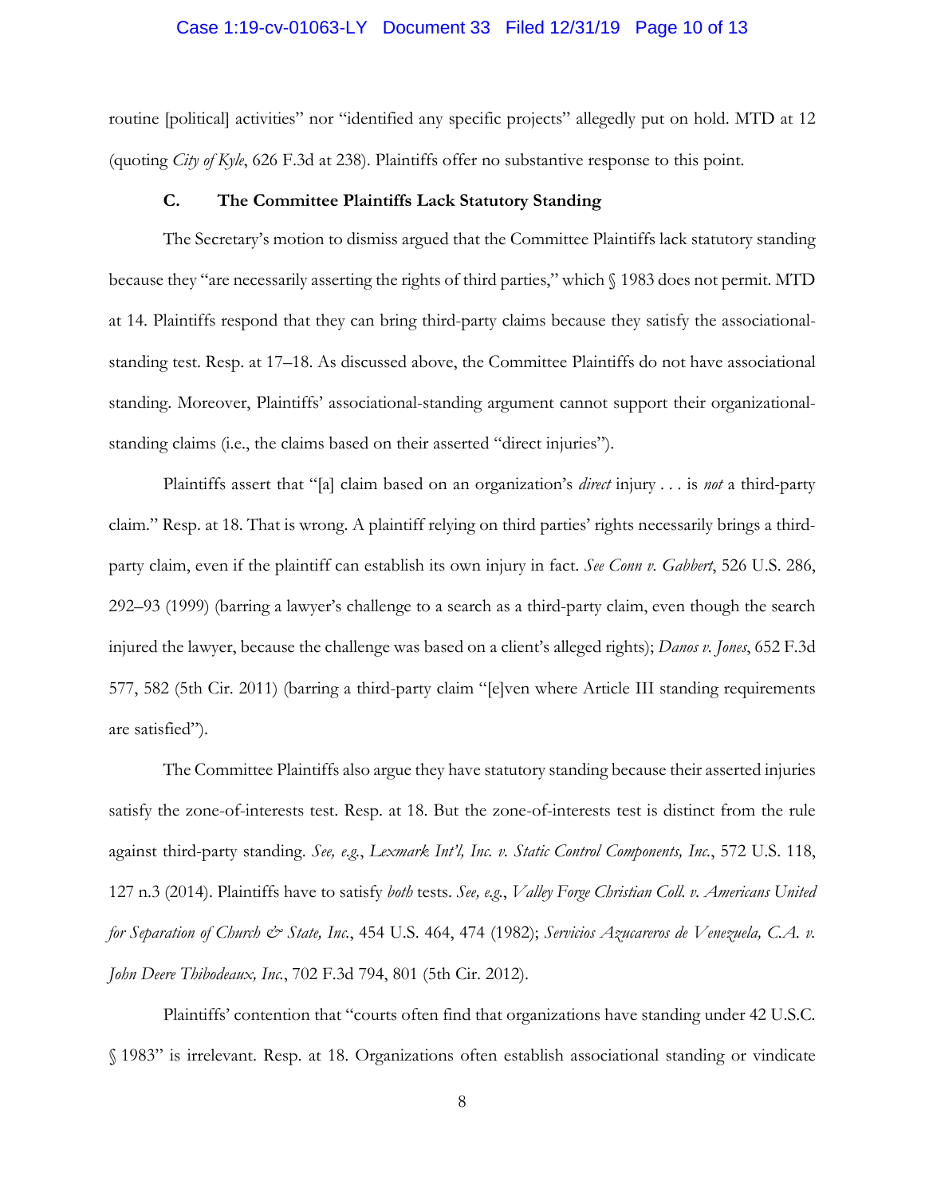routine [political] activities" nor "identified any specific projects" allegedly put on hold. MTD at 12 (quoting *City of Kyle*, 626 F.3d at 238). Plaintiffs offer no substantive response to this point.

### C. The Committee Plaintiffs Lack Statutory Standing

The Secretary's motion to dismiss argued that the Committee Plaintiffs lack statutory standing because they "are necessarily asserting the rights of third parties," which § 1983 does not permit. MTD at 14. Plaintiffs respond that they can bring third-party claims because they satisfy the associational-standing test. Resp. at 17–18. As discussed above, the Committee Plaintiffs do not have associational standing. Moreover, Plaintiffs' associational-standing argument cannot support their organizational-standing claims (i.e., the claims based on their asserted "direct injuries").

Plaintiffs assert that "[a] claim based on an organization's *direct* injury . . . is *not* a third-party claim." Resp. at 18. That is wrong. A plaintiff relying on third parties' rights necessarily brings a third-party claim, even if the plaintiff can establish its own injury in fact. *See Conn v. Gabbert*, 526 U.S. 286, 292–93 (1999) (barring a lawyer's challenge to a search as a third-party claim, even though the search injured the lawyer, because the challenge was based on a client's alleged rights); *Danos v. Jones*, 652 F.3d 577, 582 (5th Cir. 2011) (barring a third-party claim "[e]ven where Article III standing requirements are satisfied").

The Committee Plaintiffs also argue they have statutory standing because their asserted injuries satisfy the zone-of-interests test. Resp. at 18. But the zone-of-interests test is distinct from the rule against third-party standing. *See, e.g.*, *Lexmark Int'l, Inc. v. Static Control Components, Inc.*, 572 U.S. 118, 127 n.3 (2014). Plaintiffs have to satisfy *both* tests. *See, e.g.*, *Valley Forge Christian Coll. v. Americans United for Separation of Church & State, Inc.*, 454 U.S. 464, 474 (1982); *Servicios Azucareros de Venezuela, C.A. v. John Deere Thibodeaux, Inc.*, 702 F.3d 794, 801 (5th Cir. 2012).

Plaintiffs' contention that "courts often find that organizations have standing under 42 U.S.C. § 1983" is irrelevant. Resp. at 18. Organizations often establish associational standing or vindicate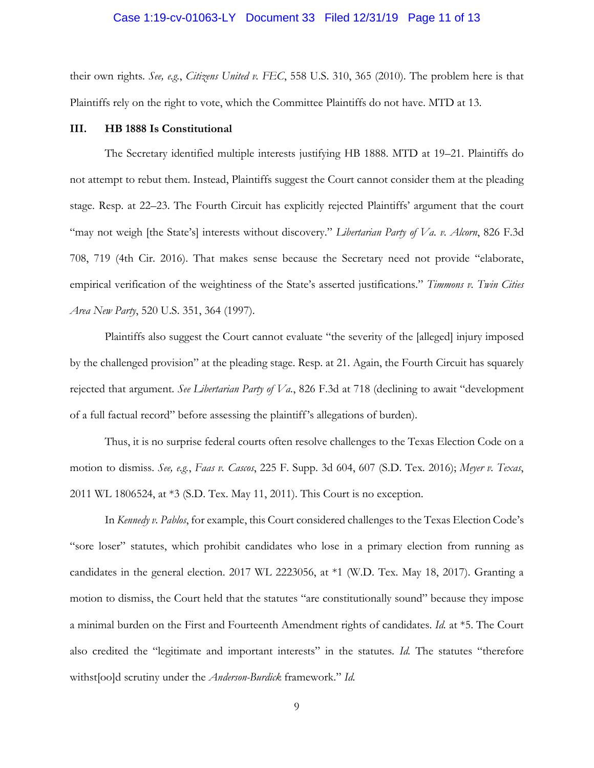their own rights. *See, e.g.*, *Citizens United v. FEC*, 558 U.S. 310, 365 (2010). The problem here is that Plaintiffs rely on the right to vote, which the Committee Plaintiffs do not have. MTD at 13.

### III. HB 1888 Is Constitutional

The Secretary identified multiple interests justifying HB 1888. MTD at 19–21. Plaintiffs do not attempt to rebut them. Instead, Plaintiffs suggest the Court cannot consider them at the pleading stage. Resp. at 22–23. The Fourth Circuit has explicitly rejected Plaintiffs' argument that the court "may not weigh [the State's] interests without discovery." *Libertarian Party of Va. v. Alcorn*, 826 F.3d 708, 719 (4th Cir. 2016). That makes sense because the Secretary need not provide "elaborate, empirical verification of the weightiness of the State's asserted justifications." *Timmons v. Twin Cities Area New Party*, 520 U.S. 351, 364 (1997).

Plaintiffs also suggest the Court cannot evaluate "the severity of the [alleged] injury imposed by the challenged provision" at the pleading stage. Resp. at 21. Again, the Fourth Circuit has squarely rejected that argument. *See Libertarian Party of Va.*, 826 F.3d at 718 (declining to await "development of a full factual record" before assessing the plaintiff's allegations of burden).

Thus, it is no surprise federal courts often resolve challenges to the Texas Election Code on a motion to dismiss. *See, e.g.*, *Faas v. Cascos*, 225 F. Supp. 3d 604, 607 (S.D. Tex. 2016); *Meyer v. Texas*, 2011 WL 1806524, at *3 (S.D. Tex. May 11, 2011). This Court is no exception.

In *Kennedy v. Pablos*, for example, this Court considered challenges to the Texas Election Code's "sore loser" statutes, which prohibit candidates who lose in a primary election from running as candidates in the general election. 2017 WL 2223056, at *1 (W.D. Tex. May 18, 2017). Granting a motion to dismiss, the Court held that the statutes "are constitutionally sound" because they impose a minimal burden on the First and Fourteenth Amendment rights of candidates. *Id.* at *5. The Court also credited the "legitimate and important interests" in the statutes. *Id.* The statutes "therefore withst[oo]d scrutiny under the *Anderson-Burdick* framework." *Id.*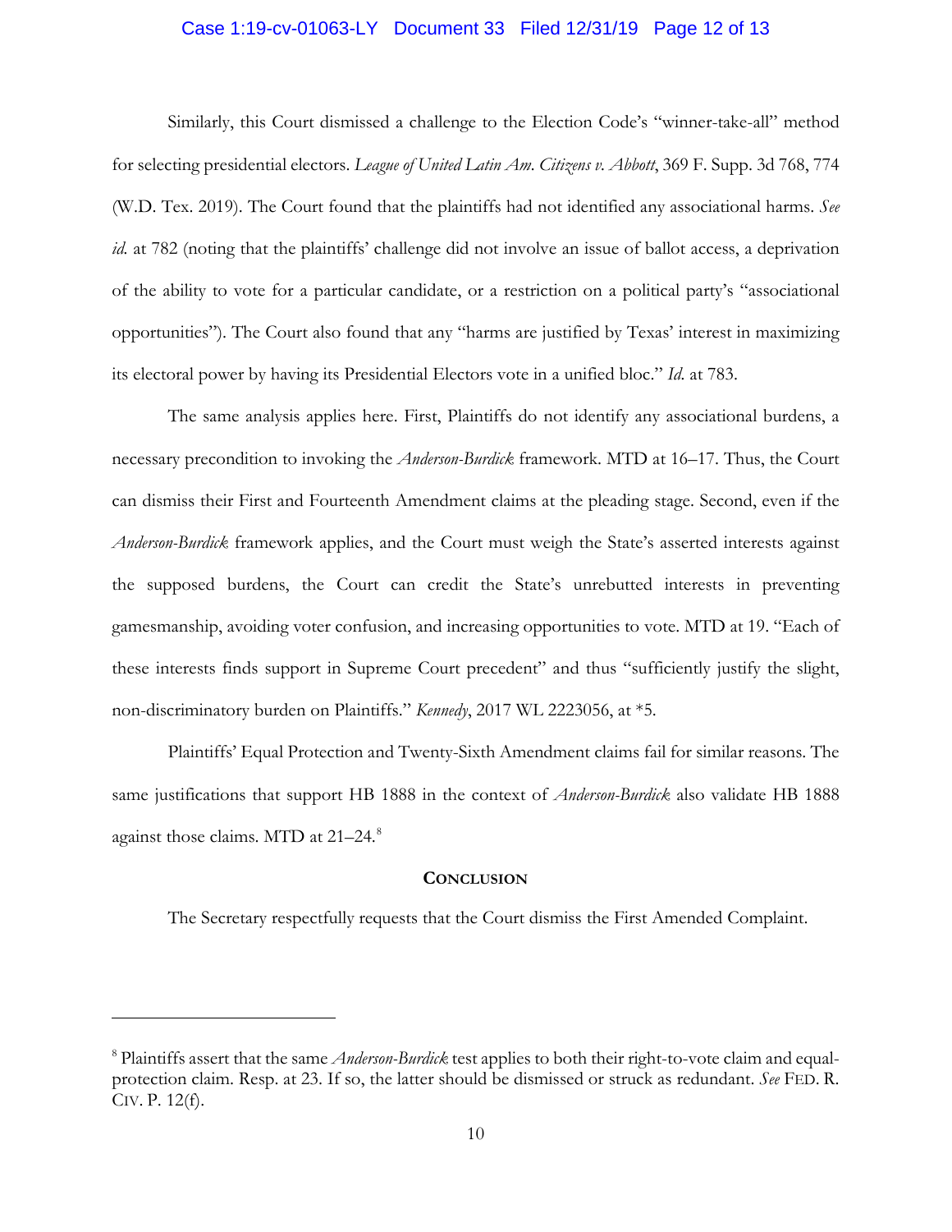Similarly, this Court dismissed a challenge to the Election Code's "winner-take-all" method for selecting presidential electors. *League of United Latin Am. Citizens v. Abbott*, 369 F. Supp. 3d 768, 774 (W.D. Tex. 2019). The Court found that the plaintiffs had not identified any associational harms. *See id.* at 782 (noting that the plaintiffs' challenge did not involve an issue of ballot access, a deprivation of the ability to vote for a particular candidate, or a restriction on a political party's "associational opportunities"). The Court also found that any "harms are justified by Texas' interest in maximizing its electoral power by having its Presidential Electors vote in a unified bloc." *Id.* at 783.

The same analysis applies here. First, Plaintiffs do not identify any associational burdens, a necessary precondition to invoking the *Anderson-Burdick* framework. MTD at 16–17. Thus, the Court can dismiss their First and Fourteenth Amendment claims at the pleading stage. Second, even if the *Anderson-Burdick* framework applies, and the Court must weigh the State's asserted interests against the supposed burdens, the Court can credit the State's unrebutted interests in preventing gamesmanship, avoiding voter confusion, and increasing opportunities to vote. MTD at 19. "Each of these interests finds support in Supreme Court precedent" and thus "sufficiently justify the slight, non-discriminatory burden on Plaintiffs." *Kennedy*, 2017 WL 2223056, at *5.

Plaintiffs' Equal Protection and Twenty-Sixth Amendment claims fail for similar reasons. The same justifications that support HB 1888 in the context of *Anderson-Burdick* also validate HB 1888 against those claims. MTD at 21–24.[8]

## Conclusion

The Secretary respectfully requests that the Court dismiss the First Amended Complaint.

---

[8] Plaintiffs assert that the same *Anderson-Burdick* test applies to both their right-to-vote claim and equal-protection claim. Resp. at 23. If so, the latter should be dismissed or struck as redundant. *See* Fed. R. Civ. P. 12(f).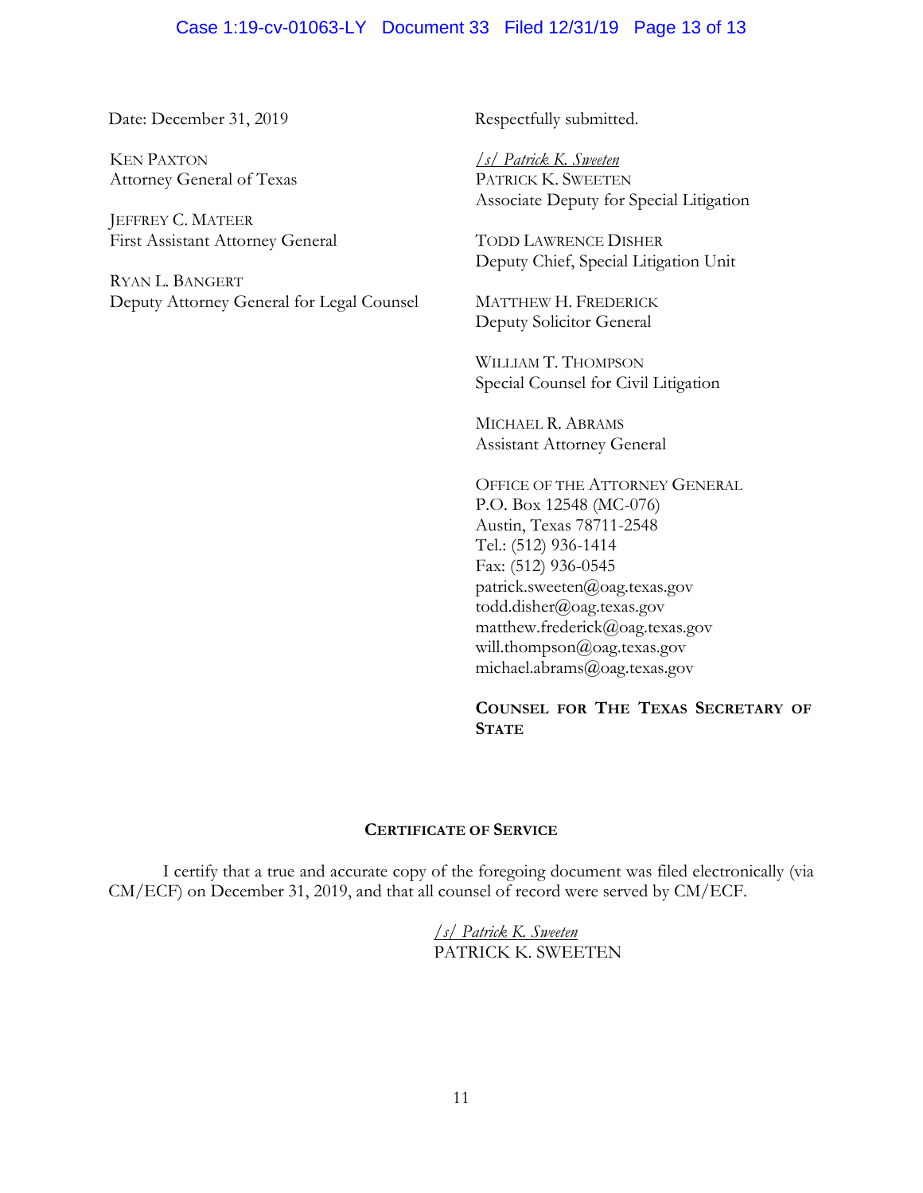Date: December 31, 2019

KEN PAXTON
Attorney General of Texas

JEFFREY C. MATEER
First Assistant Attorney General

RYAN L. BANGERT
Deputy Attorney General for Legal Counsel

Respectfully submitted.

*/s/ Patrick K. Sweeten*
PATRICK K. SWEETEN
Associate Deputy for Special Litigation

TODD LAWRENCE DISHER
Deputy Chief, Special Litigation Unit

MATTHEW H. FREDERICK
Deputy Solicitor General

WILLIAM T. THOMPSON
Special Counsel for Civil Litigation

MICHAEL R. ABRAMS
Assistant Attorney General

OFFICE OF THE ATTORNEY GENERAL
P.O. Box 12548 (MC-076)
Austin, Texas 78711-2548
Tel.: (512) 936-1414
Fax: (512) 936-0545
patrick.sweeten@oag.texas.gov
todd.disher@oag.texas.gov
matthew.frederick@oag.texas.gov
will.thompson@oag.texas.gov
michael.abrams@oag.texas.gov

**COUNSEL FOR THE TEXAS SECRETARY OF STATE**

## CERTIFICATE OF SERVICE

I certify that a true and accurate copy of the foregoing document was filed electronically (via CM/ECF) on December 31, 2019, and that all counsel of record were served by CM/ECF.

*/s/ Patrick K. Sweeten*
PATRICK K. SWEETEN